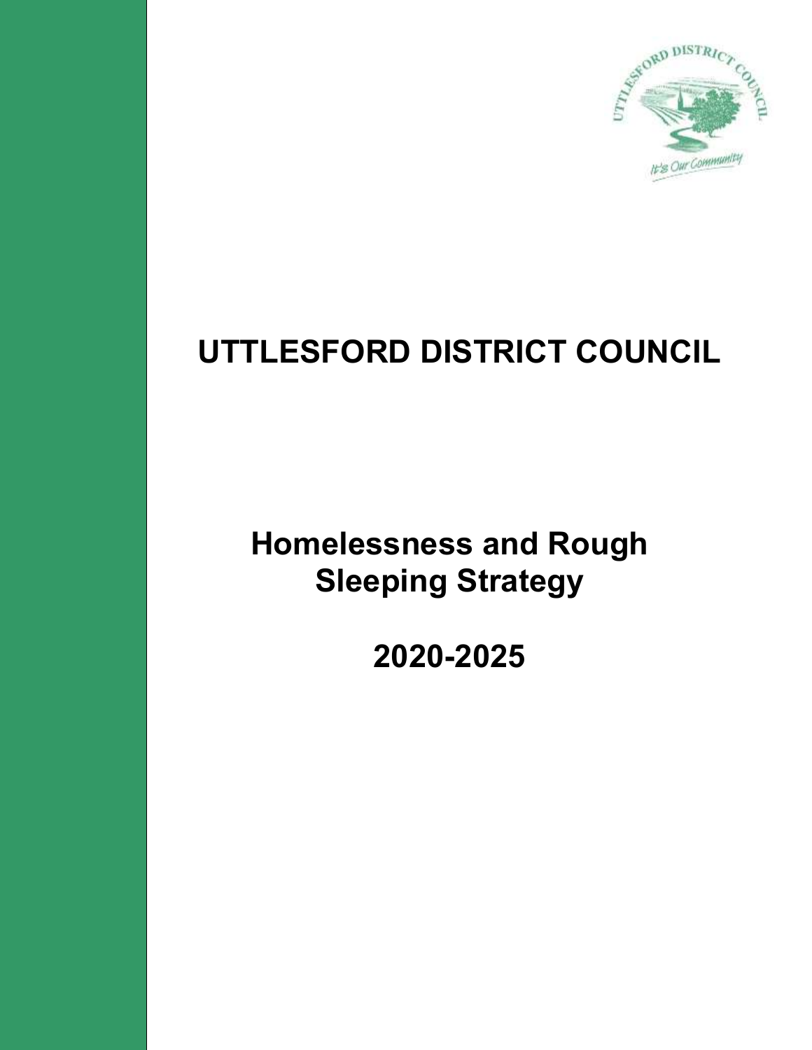# UTTLESFORD DISTRICT COUNCIL

## Homelessness and Rough Sleeping Strategy

## 2020-2025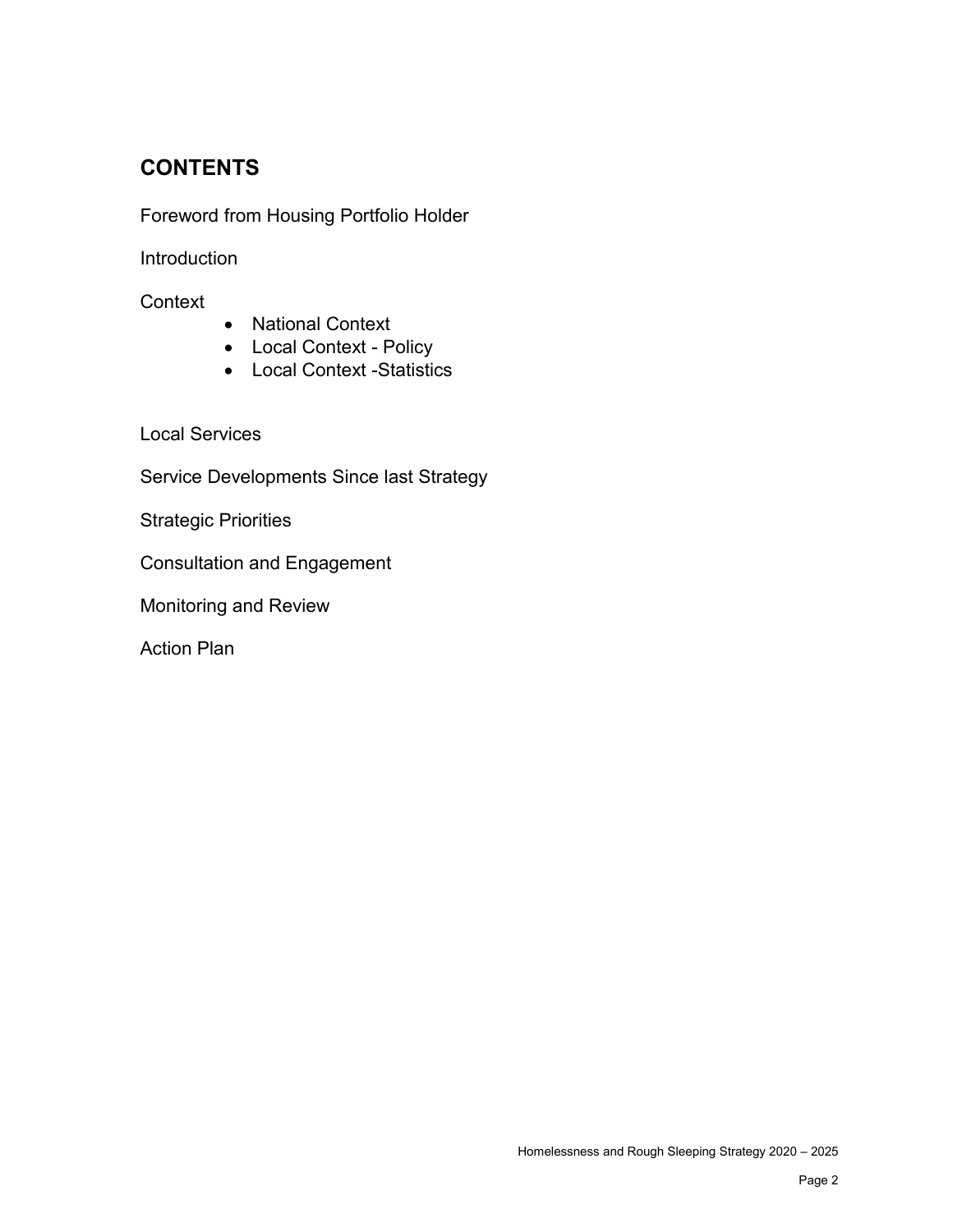## CONTENTS

Foreword from Housing Portfolio Holder

Introduction

Context

- National Context
- Local Context - Policy
- Local Context -Statistics

Local Services

Service Developments Since last Strategy

Strategic Priorities

Consultation and Engagement

Monitoring and Review

Action Plan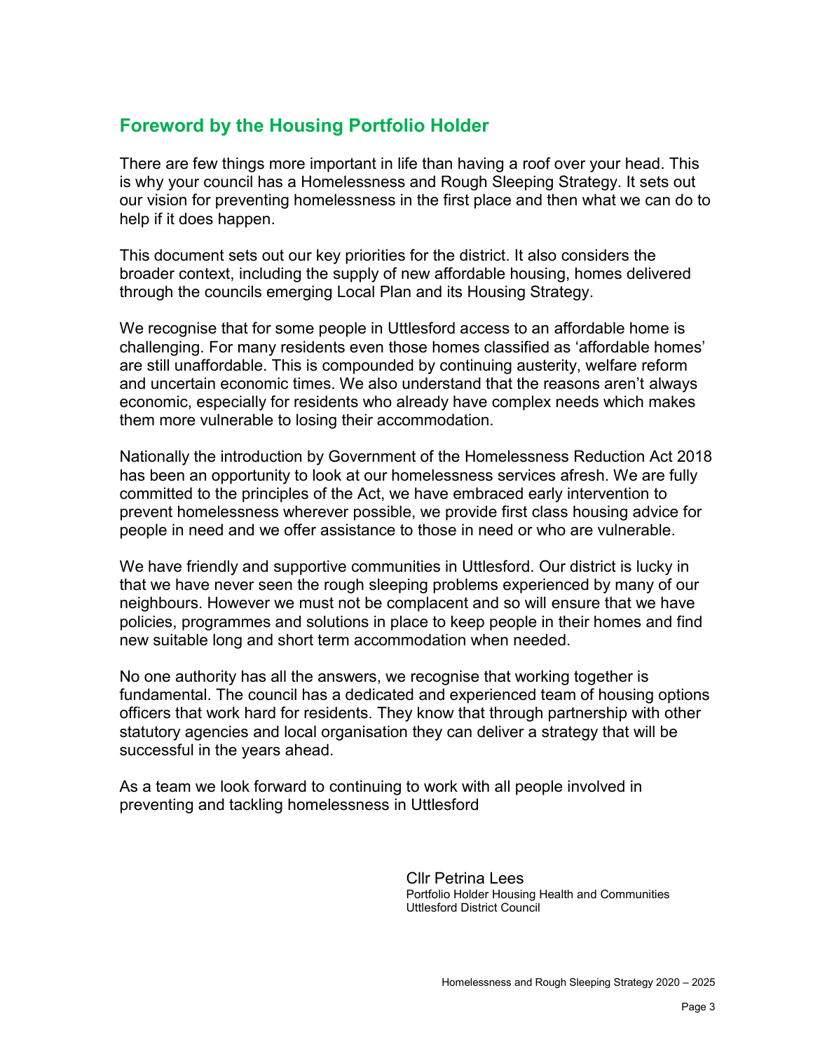## Foreword by the Housing Portfolio Holder

There are few things more important in life than having a roof over your head. This is why your council has a Homelessness and Rough Sleeping Strategy. It sets out our vision for preventing homelessness in the first place and then what we can do to help if it does happen.

This document sets out our key priorities for the district. It also considers the broader context, including the supply of new affordable housing, homes delivered through the councils emerging Local Plan and its Housing Strategy.

We recognise that for some people in Uttlesford access to an affordable home is challenging. For many residents even those homes classified as 'affordable homes' are still unaffordable. This is compounded by continuing austerity, welfare reform and uncertain economic times. We also understand that the reasons aren't always economic, especially for residents who already have complex needs which makes them more vulnerable to losing their accommodation.

Nationally the introduction by Government of the Homelessness Reduction Act 2018 has been an opportunity to look at our homelessness services afresh. We are fully committed to the principles of the Act, we have embraced early intervention to prevent homelessness wherever possible, we provide first class housing advice for people in need and we offer assistance to those in need or who are vulnerable.

We have friendly and supportive communities in Uttlesford. Our district is lucky in that we have never seen the rough sleeping problems experienced by many of our neighbours. However we must not be complacent and so will ensure that we have policies, programmes and solutions in place to keep people in their homes and find new suitable long and short term accommodation when needed.

No one authority has all the answers, we recognise that working together is fundamental. The council has a dedicated and experienced team of housing options officers that work hard for residents. They know that through partnership with other statutory agencies and local organisation they can deliver a strategy that will be successful in the years ahead.

As a team we look forward to continuing to work with all people involved in preventing and tackling homelessness in Uttlesford

Cllr Petrina Lees
Portfolio Holder Housing Health and Communities
Uttlesford District Council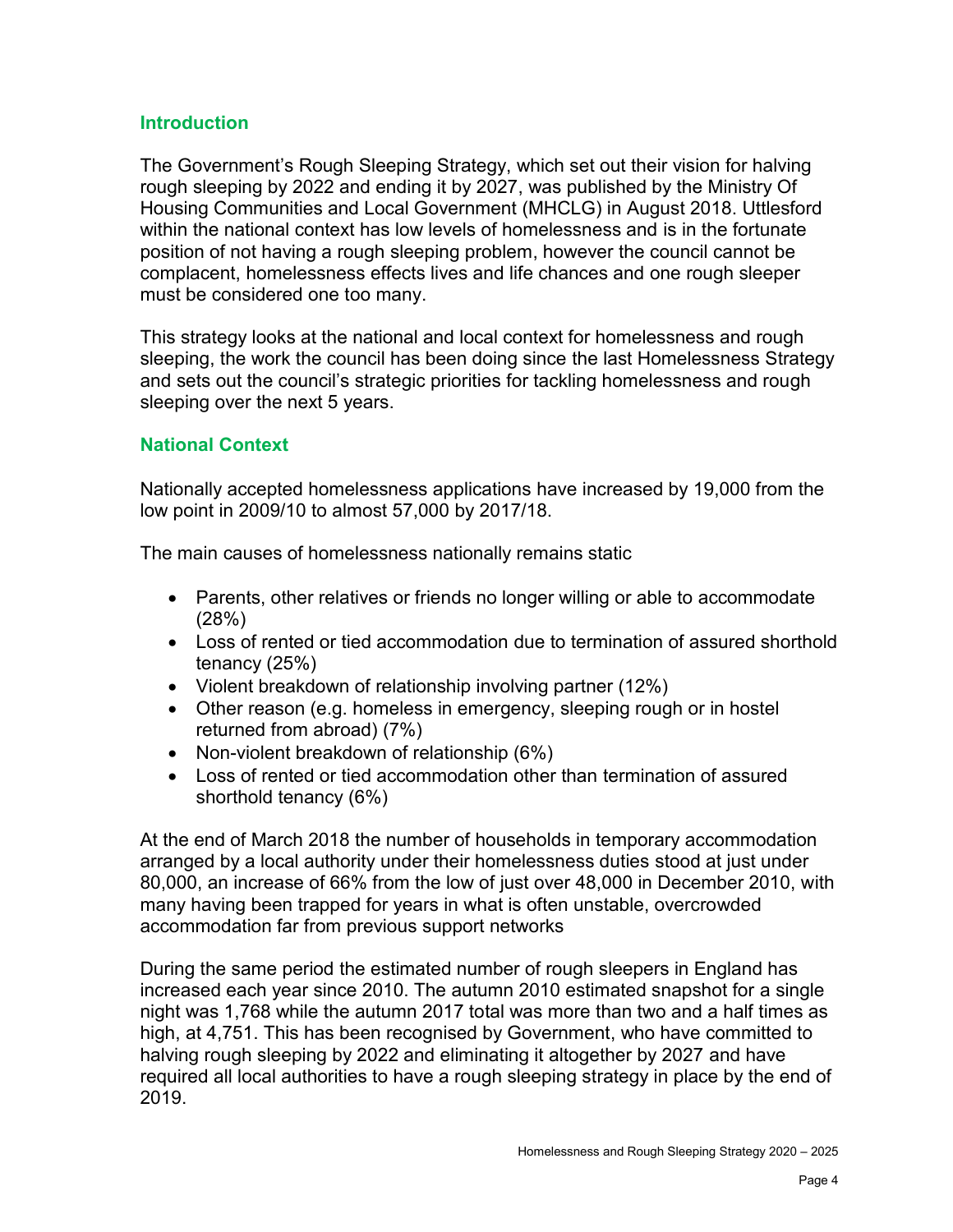## Introduction

The Government's Rough Sleeping Strategy, which set out their vision for halving rough sleeping by 2022 and ending it by 2027, was published by the Ministry Of Housing Communities and Local Government (MHCLG) in August 2018. Uttlesford within the national context has low levels of homelessness and is in the fortunate position of not having a rough sleeping problem, however the council cannot be complacent, homelessness effects lives and life chances and one rough sleeper must be considered one too many.

This strategy looks at the national and local context for homelessness and rough sleeping, the work the council has been doing since the last Homelessness Strategy and sets out the council's strategic priorities for tackling homelessness and rough sleeping over the next 5 years.

## National Context

Nationally accepted homelessness applications have increased by 19,000 from the low point in 2009/10 to almost 57,000 by 2017/18.

The main causes of homelessness nationally remains static

- Parents, other relatives or friends no longer willing or able to accommodate (28%)
- Loss of rented or tied accommodation due to termination of assured shorthold tenancy (25%)
- Violent breakdown of relationship involving partner (12%)
- Other reason (e.g. homeless in emergency, sleeping rough or in hostel returned from abroad) (7%)
- Non-violent breakdown of relationship (6%)
- Loss of rented or tied accommodation other than termination of assured shorthold tenancy (6%)

At the end of March 2018 the number of households in temporary accommodation arranged by a local authority under their homelessness duties stood at just under 80,000, an increase of 66% from the low of just over 48,000 in December 2010, with many having been trapped for years in what is often unstable, overcrowded accommodation far from previous support networks

During the same period the estimated number of rough sleepers in England has increased each year since 2010. The autumn 2010 estimated snapshot for a single night was 1,768 while the autumn 2017 total was more than two and a half times as high, at 4,751. This has been recognised by Government, who have committed to halving rough sleeping by 2022 and eliminating it altogether by 2027 and have required all local authorities to have a rough sleeping strategy in place by the end of 2019.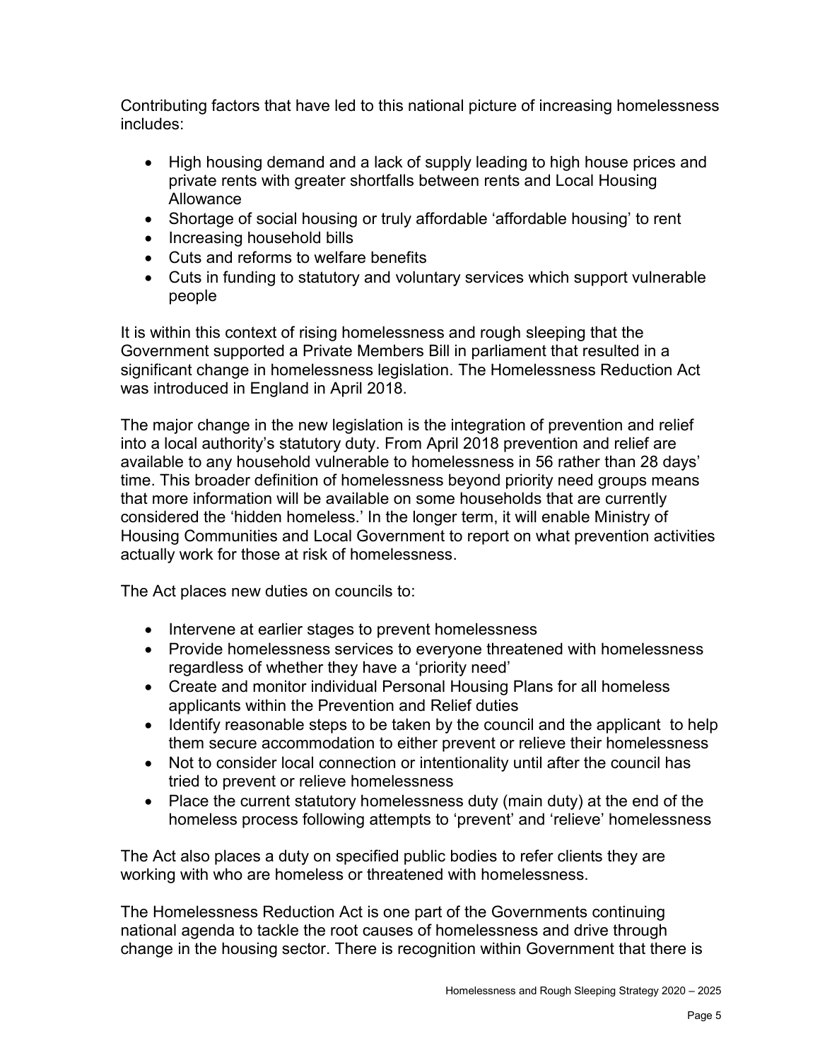Contributing factors that have led to this national picture of increasing homelessness includes:

- High housing demand and a lack of supply leading to high house prices and private rents with greater shortfalls between rents and Local Housing Allowance
- Shortage of social housing or truly affordable 'affordable housing' to rent
- Increasing household bills
- Cuts and reforms to welfare benefits
- Cuts in funding to statutory and voluntary services which support vulnerable people

It is within this context of rising homelessness and rough sleeping that the Government supported a Private Members Bill in parliament that resulted in a significant change in homelessness legislation. The Homelessness Reduction Act was introduced in England in April 2018.

The major change in the new legislation is the integration of prevention and relief into a local authority's statutory duty. From April 2018 prevention and relief are available to any household vulnerable to homelessness in 56 rather than 28 days' time. This broader definition of homelessness beyond priority need groups means that more information will be available on some households that are currently considered the 'hidden homeless.' In the longer term, it will enable Ministry of Housing Communities and Local Government to report on what prevention activities actually work for those at risk of homelessness.

The Act places new duties on councils to:

- Intervene at earlier stages to prevent homelessness
- Provide homelessness services to everyone threatened with homelessness regardless of whether they have a 'priority need'
- Create and monitor individual Personal Housing Plans for all homeless applicants within the Prevention and Relief duties
- Identify reasonable steps to be taken by the council and the applicant to help them secure accommodation to either prevent or relieve their homelessness
- Not to consider local connection or intentionality until after the council has tried to prevent or relieve homelessness
- Place the current statutory homelessness duty (main duty) at the end of the homeless process following attempts to 'prevent' and 'relieve' homelessness

The Act also places a duty on specified public bodies to refer clients they are working with who are homeless or threatened with homelessness.

The Homelessness Reduction Act is one part of the Governments continuing national agenda to tackle the root causes of homelessness and drive through change in the housing sector. There is recognition within Government that there is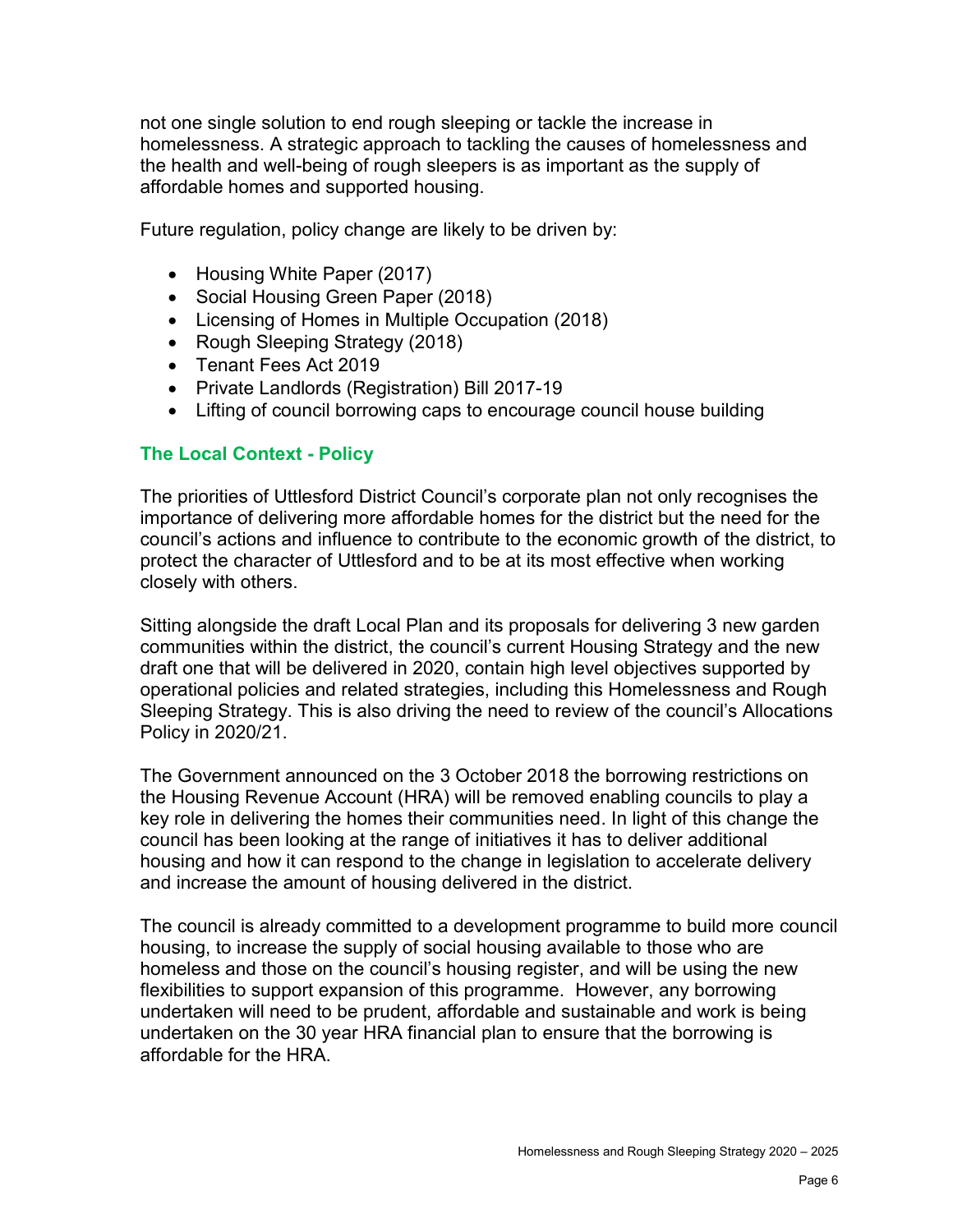not one single solution to end rough sleeping or tackle the increase in homelessness. A strategic approach to tackling the causes of homelessness and the health and well-being of rough sleepers is as important as the supply of affordable homes and supported housing.

Future regulation, policy change are likely to be driven by:

- Housing White Paper (2017)
- Social Housing Green Paper (2018)
- Licensing of Homes in Multiple Occupation (2018)
- Rough Sleeping Strategy (2018)
- Tenant Fees Act 2019
- Private Landlords (Registration) Bill 2017-19
- Lifting of council borrowing caps to encourage council house building

### The Local Context - Policy

The priorities of Uttlesford District Council's corporate plan not only recognises the importance of delivering more affordable homes for the district but the need for the council's actions and influence to contribute to the economic growth of the district, to protect the character of Uttlesford and to be at its most effective when working closely with others.

Sitting alongside the draft Local Plan and its proposals for delivering 3 new garden communities within the district, the council's current Housing Strategy and the new draft one that will be delivered in 2020, contain high level objectives supported by operational policies and related strategies, including this Homelessness and Rough Sleeping Strategy. This is also driving the need to review of the council's Allocations Policy in 2020/21.

The Government announced on the 3 October 2018 the borrowing restrictions on the Housing Revenue Account (HRA) will be removed enabling councils to play a key role in delivering the homes their communities need. In light of this change the council has been looking at the range of initiatives it has to deliver additional housing and how it can respond to the change in legislation to accelerate delivery and increase the amount of housing delivered in the district.

The council is already committed to a development programme to build more council housing, to increase the supply of social housing available to those who are homeless and those on the council's housing register, and will be using the new flexibilities to support expansion of this programme. However, any borrowing undertaken will need to be prudent, affordable and sustainable and work is being undertaken on the 30 year HRA financial plan to ensure that the borrowing is affordable for the HRA.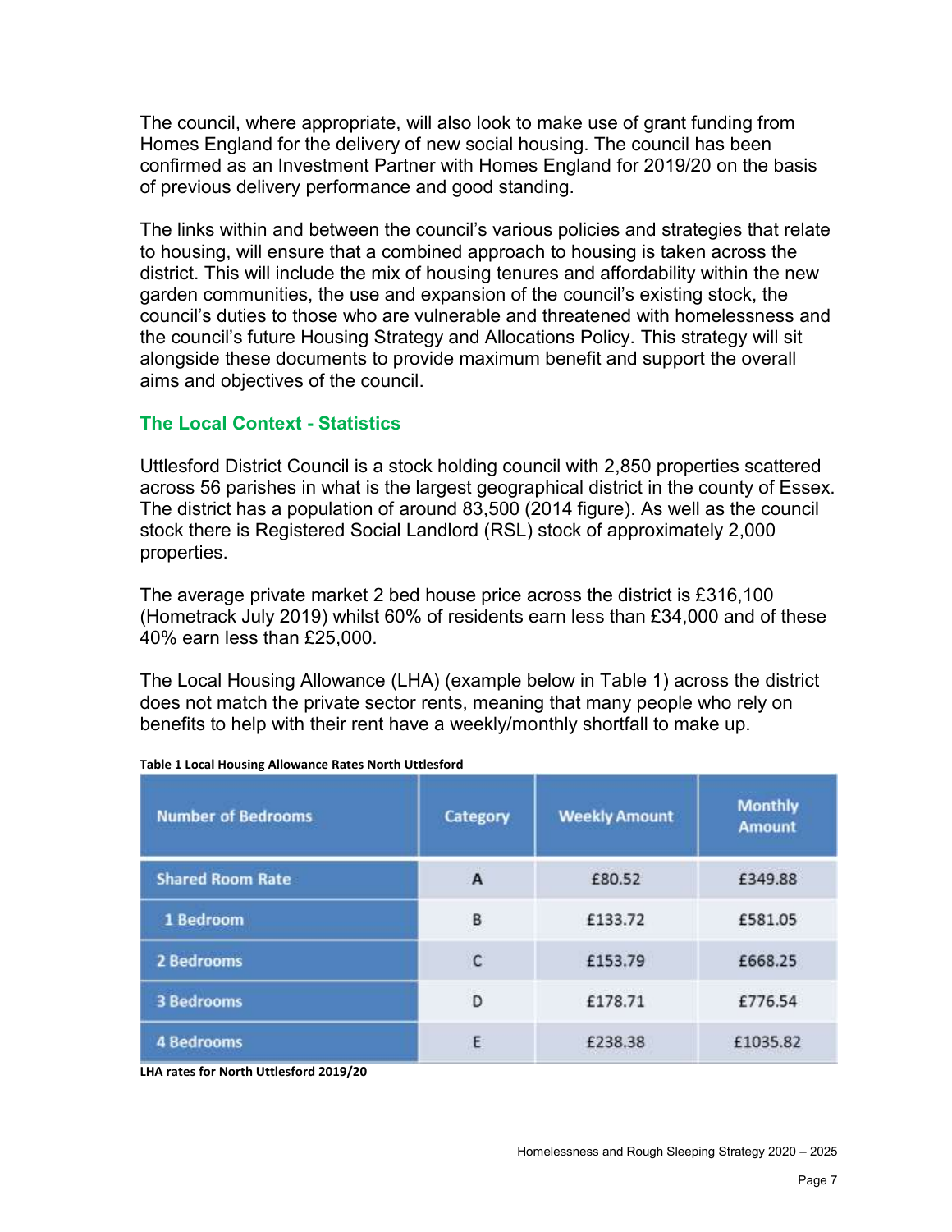The council, where appropriate, will also look to make use of grant funding from Homes England for the delivery of new social housing. The council has been confirmed as an Investment Partner with Homes England for 2019/20 on the basis of previous delivery performance and good standing.

The links within and between the council's various policies and strategies that relate to housing, will ensure that a combined approach to housing is taken across the district. This will include the mix of housing tenures and affordability within the new garden communities, the use and expansion of the council's existing stock, the council's duties to those who are vulnerable and threatened with homelessness and the council's future Housing Strategy and Allocations Policy. This strategy will sit alongside these documents to provide maximum benefit and support the overall aims and objectives of the council.

## The Local Context - Statistics

Uttlesford District Council is a stock holding council with 2,850 properties scattered across 56 parishes in what is the largest geographical district in the county of Essex. The district has a population of around 83,500 (2014 figure). As well as the council stock there is Registered Social Landlord (RSL) stock of approximately 2,000 properties.

The average private market 2 bed house price across the district is £316,100 (Hometrack July 2019) whilst 60% of residents earn less than £34,000 and of these 40% earn less than £25,000.

The Local Housing Allowance (LHA) (example below in Table 1) across the district does not match the private sector rents, meaning that many people who rely on benefits to help with their rent have a weekly/monthly shortfall to make up.

**Table 1 Local Housing Allowance Rates North Uttlesford**

| Number of Bedrooms | Category | Weekly Amount | Monthly Amount |
|---|---|---|---|
| Shared Room Rate | A | £80.52 | £349.88 |
| 1 Bedroom | B | £133.72 | £581.05 |
| 2 Bedrooms | C | £153.79 | £668.25 |
| 3 Bedrooms | D | £178.71 | £776.54 |
| 4 Bedrooms | E | £238.38 | £1035.82 |

**LHA rates for North Uttlesford 2019/20**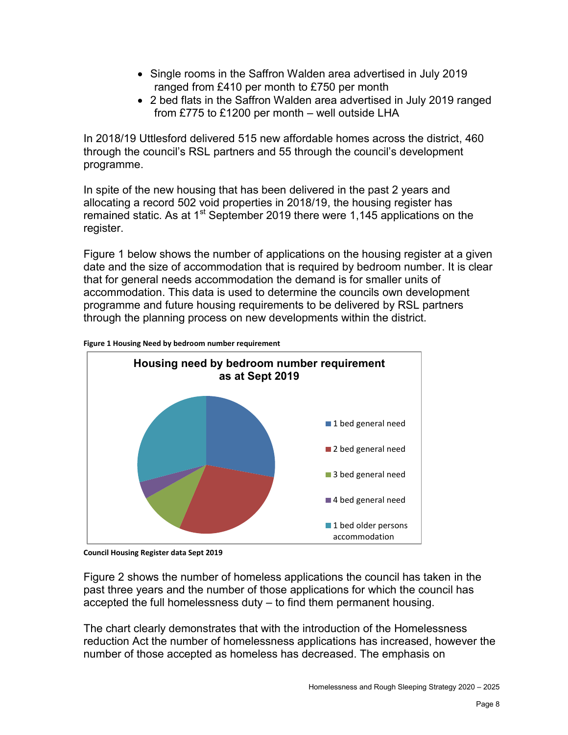- Single rooms in the Saffron Walden area advertised in July 2019 ranged from £410 per month to £750 per month
- 2 bed flats in the Saffron Walden area advertised in July 2019 ranged from £775 to £1200 per month – well outside LHA

In 2018/19 Uttlesford delivered 515 new affordable homes across the district, 460 through the council's RSL partners and 55 through the council's development programme.

In spite of the new housing that has been delivered in the past 2 years and allocating a record 502 void properties in 2018/19, the housing register has remained static. As at 1st September 2019 there were 1,145 applications on the register.

Figure 1 below shows the number of applications on the housing register at a given date and the size of accommodation that is required by bedroom number. It is clear that for general needs accommodation the demand is for smaller units of accommodation. This data is used to determine the councils own development programme and future housing requirements to be delivered by RSL partners through the planning process on new developments within the district.

**Figure 1 Housing Need by bedroom number requirement**

**Housing need by bedroom number requirement as at Sept 2019**

- 1 bed general need
- 2 bed general need
- 3 bed general need
- 4 bed general need
- 1 bed older persons accommodation

**Council Housing Register data Sept 2019**

Figure 2 shows the number of homeless applications the council has taken in the past three years and the number of those applications for which the council has accepted the full homelessness duty – to find them permanent housing.

The chart clearly demonstrates that with the introduction of the Homelessness reduction Act the number of homelessness applications has increased, however the number of those accepted as homeless has decreased. The emphasis on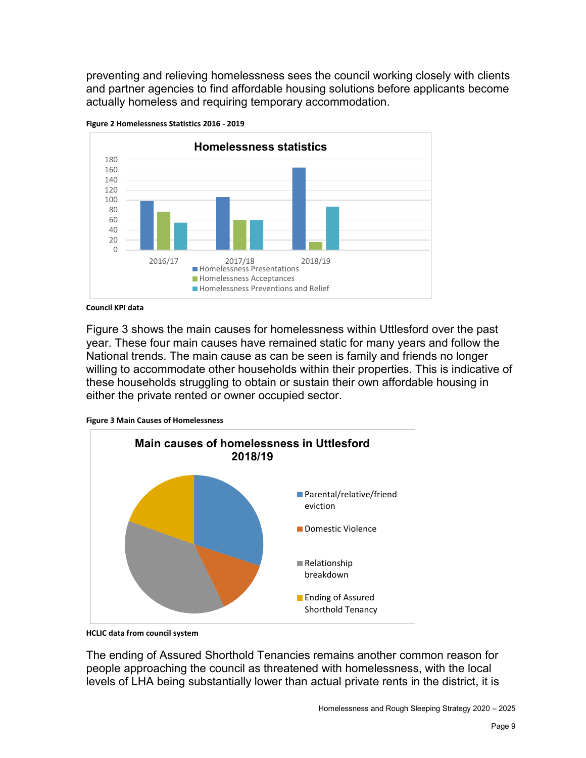preventing and relieving homelessness sees the council working closely with clients and partner agencies to find affordable housing solutions before applicants become actually homeless and requiring temporary accommodation.

**Figure 2 Homelessness Statistics 2016 - 2019**

**Council KPI data**

Figure 3 shows the main causes for homelessness within Uttlesford over the past year. These four main causes have remained static for many years and follow the National trends. The main cause as can be seen is family and friends no longer willing to accommodate other households within their properties. This is indicative of these households struggling to obtain or sustain their own affordable housing in either the private rented or owner occupied sector.

**Figure 3 Main Causes of Homelessness**

**HCLIC data from council system**

The ending of Assured Shorthold Tenancies remains another common reason for people approaching the council as threatened with homelessness, with the local levels of LHA being substantially lower than actual private rents in the district, it is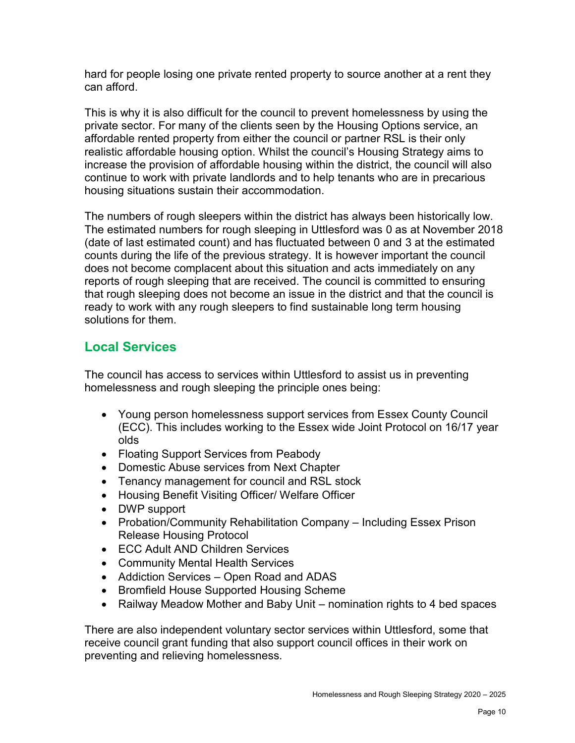hard for people losing one private rented property to source another at a rent they can afford.

This is why it is also difficult for the council to prevent homelessness by using the private sector. For many of the clients seen by the Housing Options service, an affordable rented property from either the council or partner RSL is their only realistic affordable housing option. Whilst the council's Housing Strategy aims to increase the provision of affordable housing within the district, the council will also continue to work with private landlords and to help tenants who are in precarious housing situations sustain their accommodation.

The numbers of rough sleepers within the district has always been historically low. The estimated numbers for rough sleeping in Uttlesford was 0 as at November 2018 (date of last estimated count) and has fluctuated between 0 and 3 at the estimated counts during the life of the previous strategy. It is however important the council does not become complacent about this situation and acts immediately on any reports of rough sleeping that are received. The council is committed to ensuring that rough sleeping does not become an issue in the district and that the council is ready to work with any rough sleepers to find sustainable long term housing solutions for them.

## Local Services

The council has access to services within Uttlesford to assist us in preventing homelessness and rough sleeping the principle ones being:

- Young person homelessness support services from Essex County Council (ECC). This includes working to the Essex wide Joint Protocol on 16/17 year olds
- Floating Support Services from Peabody
- Domestic Abuse services from Next Chapter
- Tenancy management for council and RSL stock
- Housing Benefit Visiting Officer/ Welfare Officer
- DWP support
- Probation/Community Rehabilitation Company – Including Essex Prison Release Housing Protocol
- ECC Adult AND Children Services
- Community Mental Health Services
- Addiction Services – Open Road and ADAS
- Bromfield House Supported Housing Scheme
- Railway Meadow Mother and Baby Unit – nomination rights to 4 bed spaces

There are also independent voluntary sector services within Uttlesford, some that receive council grant funding that also support council offices in their work on preventing and relieving homelessness.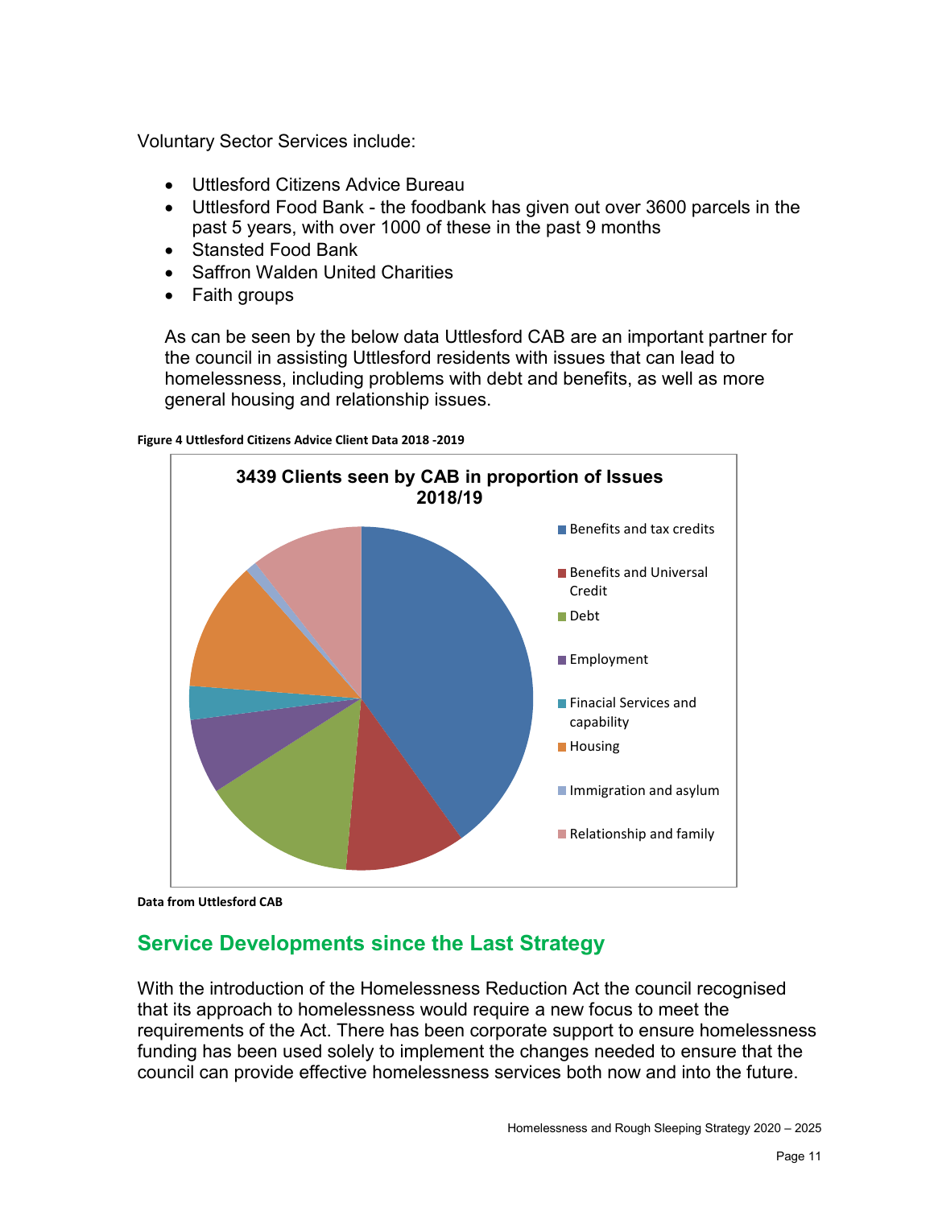Voluntary Sector Services include:

- Uttlesford Citizens Advice Bureau
- Uttlesford Food Bank - the foodbank has given out over 3600 parcels in the past 5 years, with over 1000 of these in the past 9 months
- Stansted Food Bank
- Saffron Walden United Charities
- Faith groups

As can be seen by the below data Uttlesford CAB are an important partner for the council in assisting Uttlesford residents with issues that can lead to homelessness, including problems with debt and benefits, as well as more general housing and relationship issues.

**Figure 4 Uttlesford Citizens Advice Client Data 2018 -2019**

**3439 Clients seen by CAB in proportion of Issues 2018/19**

- Benefits and tax credits
- Benefits and Universal Credit
- Debt
- Employment
- Finacial Services and capability
- Housing
- Immigration and asylum
- Relationship and family

**Data from Uttlesford CAB**

## Service Developments since the Last Strategy

With the introduction of the Homelessness Reduction Act the council recognised that its approach to homelessness would require a new focus to meet the requirements of the Act. There has been corporate support to ensure homelessness funding has been used solely to implement the changes needed to ensure that the council can provide effective homelessness services both now and into the future.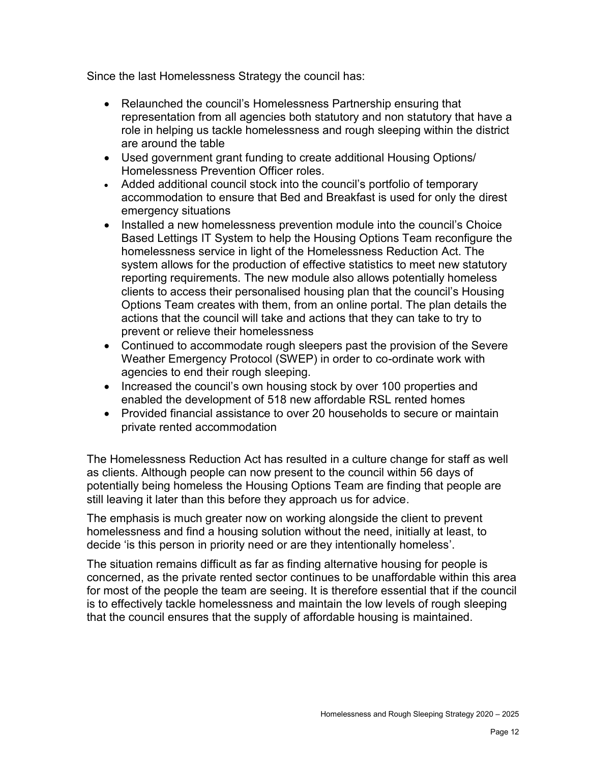Since the last Homelessness Strategy the council has:

- Relaunched the council's Homelessness Partnership ensuring that representation from all agencies both statutory and non statutory that have a role in helping us tackle homelessness and rough sleeping within the district are around the table
- Used government grant funding to create additional Housing Options/ Homelessness Prevention Officer roles.
- Added additional council stock into the council's portfolio of temporary accommodation to ensure that Bed and Breakfast is used for only the direst emergency situations
- Installed a new homelessness prevention module into the council's Choice Based Lettings IT System to help the Housing Options Team reconfigure the homelessness service in light of the Homelessness Reduction Act. The system allows for the production of effective statistics to meet new statutory reporting requirements. The new module also allows potentially homeless clients to access their personalised housing plan that the council's Housing Options Team creates with them, from an online portal. The plan details the actions that the council will take and actions that they can take to try to prevent or relieve their homelessness
- Continued to accommodate rough sleepers past the provision of the Severe Weather Emergency Protocol (SWEP) in order to co-ordinate work with agencies to end their rough sleeping.
- Increased the council's own housing stock by over 100 properties and enabled the development of 518 new affordable RSL rented homes
- Provided financial assistance to over 20 households to secure or maintain private rented accommodation

The Homelessness Reduction Act has resulted in a culture change for staff as well as clients. Although people can now present to the council within 56 days of potentially being homeless the Housing Options Team are finding that people are still leaving it later than this before they approach us for advice.

The emphasis is much greater now on working alongside the client to prevent homelessness and find a housing solution without the need, initially at least, to decide 'is this person in priority need or are they intentionally homeless'.

The situation remains difficult as far as finding alternative housing for people is concerned, as the private rented sector continues to be unaffordable within this area for most of the people the team are seeing. It is therefore essential that if the council is to effectively tackle homelessness and maintain the low levels of rough sleeping that the council ensures that the supply of affordable housing is maintained.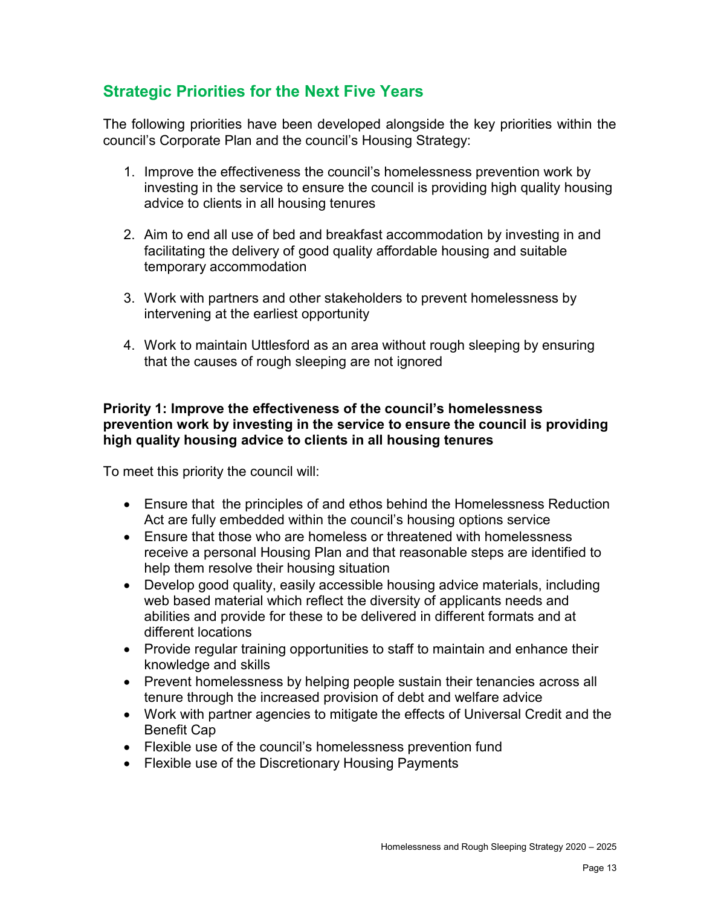## Strategic Priorities for the Next Five Years

The following priorities have been developed alongside the key priorities within the council's Corporate Plan and the council's Housing Strategy:

1. Improve the effectiveness the council's homelessness prevention work by investing in the service to ensure the council is providing high quality housing advice to clients in all housing tenures
2. Aim to end all use of bed and breakfast accommodation by investing in and facilitating the delivery of good quality affordable housing and suitable temporary accommodation
3. Work with partners and other stakeholders to prevent homelessness by intervening at the earliest opportunity
4. Work to maintain Uttlesford as an area without rough sleeping by ensuring that the causes of rough sleeping are not ignored

**Priority 1: Improve the effectiveness of the council's homelessness prevention work by investing in the service to ensure the council is providing high quality housing advice to clients in all housing tenures**

To meet this priority the council will:

- Ensure that the principles of and ethos behind the Homelessness Reduction Act are fully embedded within the council's housing options service
- Ensure that those who are homeless or threatened with homelessness receive a personal Housing Plan and that reasonable steps are identified to help them resolve their housing situation
- Develop good quality, easily accessible housing advice materials, including web based material which reflect the diversity of applicants needs and abilities and provide for these to be delivered in different formats and at different locations
- Provide regular training opportunities to staff to maintain and enhance their knowledge and skills
- Prevent homelessness by helping people sustain their tenancies across all tenure through the increased provision of debt and welfare advice
- Work with partner agencies to mitigate the effects of Universal Credit and the Benefit Cap
- Flexible use of the council's homelessness prevention fund
- Flexible use of the Discretionary Housing Payments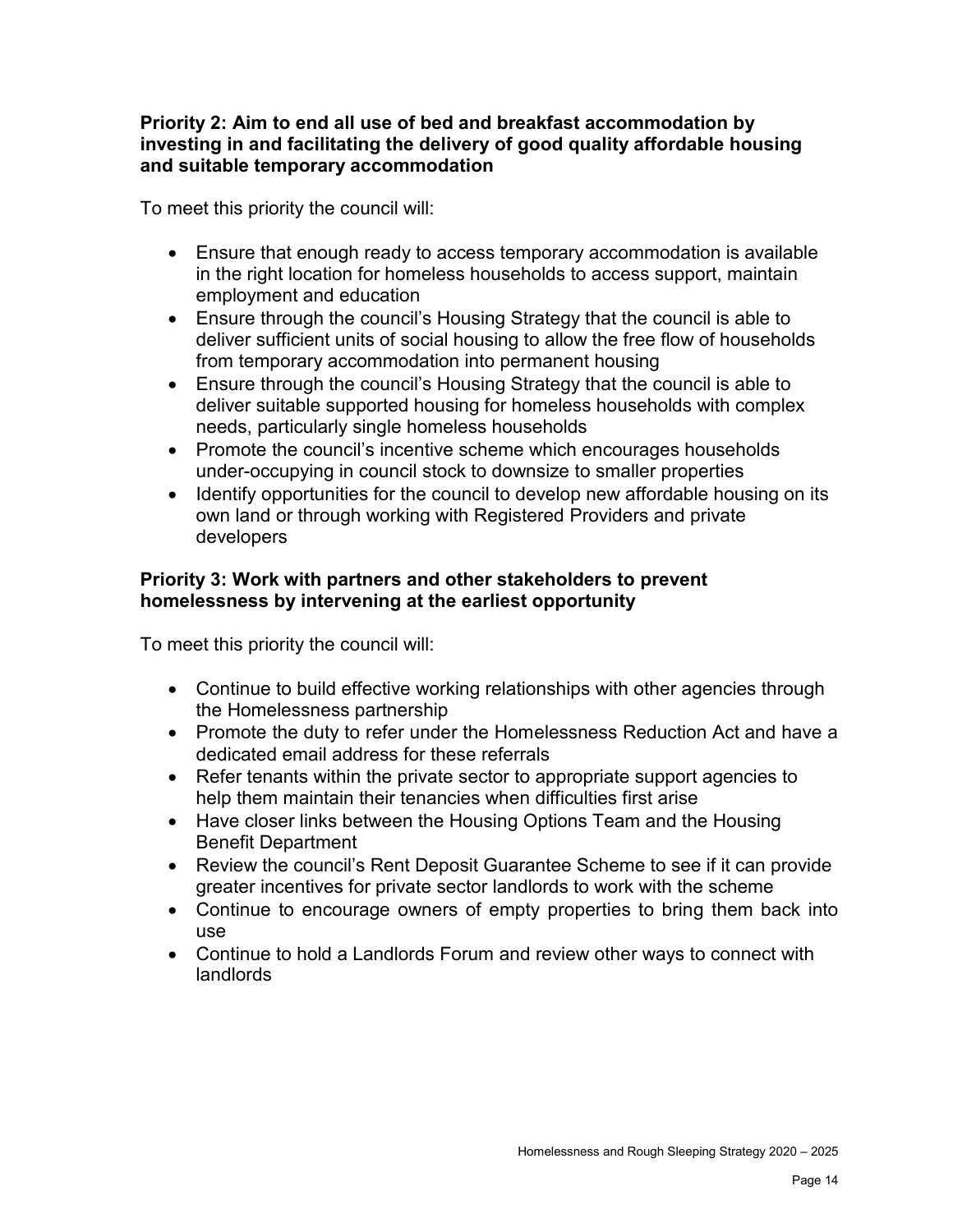**Priority 2: Aim to end all use of bed and breakfast accommodation by investing in and facilitating the delivery of good quality affordable housing and suitable temporary accommodation**

To meet this priority the council will:

- Ensure that enough ready to access temporary accommodation is available in the right location for homeless households to access support, maintain employment and education
- Ensure through the council's Housing Strategy that the council is able to deliver sufficient units of social housing to allow the free flow of households from temporary accommodation into permanent housing
- Ensure through the council's Housing Strategy that the council is able to deliver suitable supported housing for homeless households with complex needs, particularly single homeless households
- Promote the council's incentive scheme which encourages households under-occupying in council stock to downsize to smaller properties
- Identify opportunities for the council to develop new affordable housing on its own land or through working with Registered Providers and private developers

**Priority 3: Work with partners and other stakeholders to prevent homelessness by intervening at the earliest opportunity**

To meet this priority the council will:

- Continue to build effective working relationships with other agencies through the Homelessness partnership
- Promote the duty to refer under the Homelessness Reduction Act and have a dedicated email address for these referrals
- Refer tenants within the private sector to appropriate support agencies to help them maintain their tenancies when difficulties first arise
- Have closer links between the Housing Options Team and the Housing Benefit Department
- Review the council's Rent Deposit Guarantee Scheme to see if it can provide greater incentives for private sector landlords to work with the scheme
- Continue to encourage owners of empty properties to bring them back into use
- Continue to hold a Landlords Forum and review other ways to connect with landlords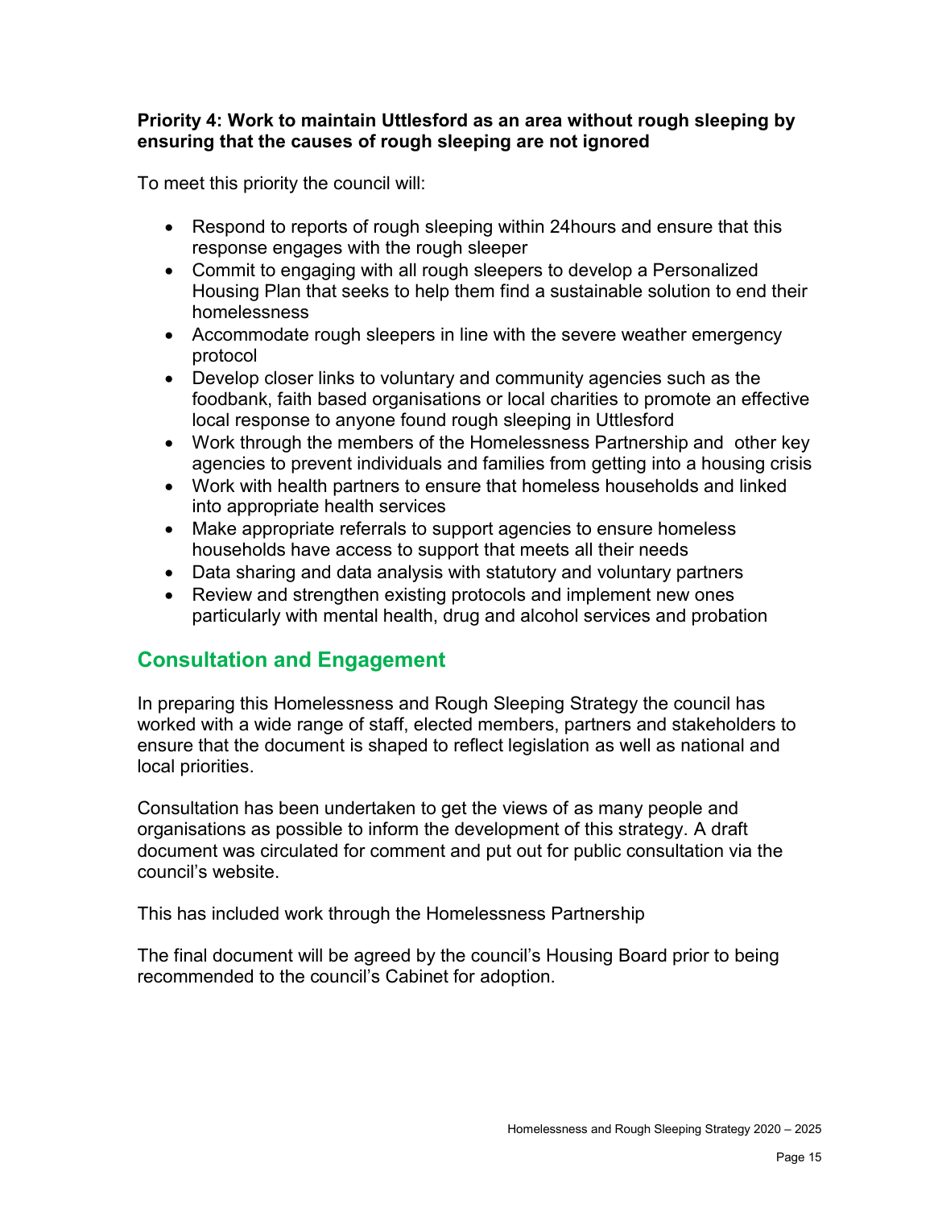**Priority 4: Work to maintain Uttlesford as an area without rough sleeping by ensuring that the causes of rough sleeping are not ignored**

To meet this priority the council will:

- Respond to reports of rough sleeping within 24hours and ensure that this response engages with the rough sleeper
- Commit to engaging with all rough sleepers to develop a Personalized Housing Plan that seeks to help them find a sustainable solution to end their homelessness
- Accommodate rough sleepers in line with the severe weather emergency protocol
- Develop closer links to voluntary and community agencies such as the foodbank, faith based organisations or local charities to promote an effective local response to anyone found rough sleeping in Uttlesford
- Work through the members of the Homelessness Partnership and other key agencies to prevent individuals and families from getting into a housing crisis
- Work with health partners to ensure that homeless households and linked into appropriate health services
- Make appropriate referrals to support agencies to ensure homeless households have access to support that meets all their needs
- Data sharing and data analysis with statutory and voluntary partners
- Review and strengthen existing protocols and implement new ones particularly with mental health, drug and alcohol services and probation

## Consultation and Engagement

In preparing this Homelessness and Rough Sleeping Strategy the council has worked with a wide range of staff, elected members, partners and stakeholders to ensure that the document is shaped to reflect legislation as well as national and local priorities.

Consultation has been undertaken to get the views of as many people and organisations as possible to inform the development of this strategy. A draft document was circulated for comment and put out for public consultation via the council's website.

This has included work through the Homelessness Partnership

The final document will be agreed by the council's Housing Board prior to being recommended to the council's Cabinet for adoption.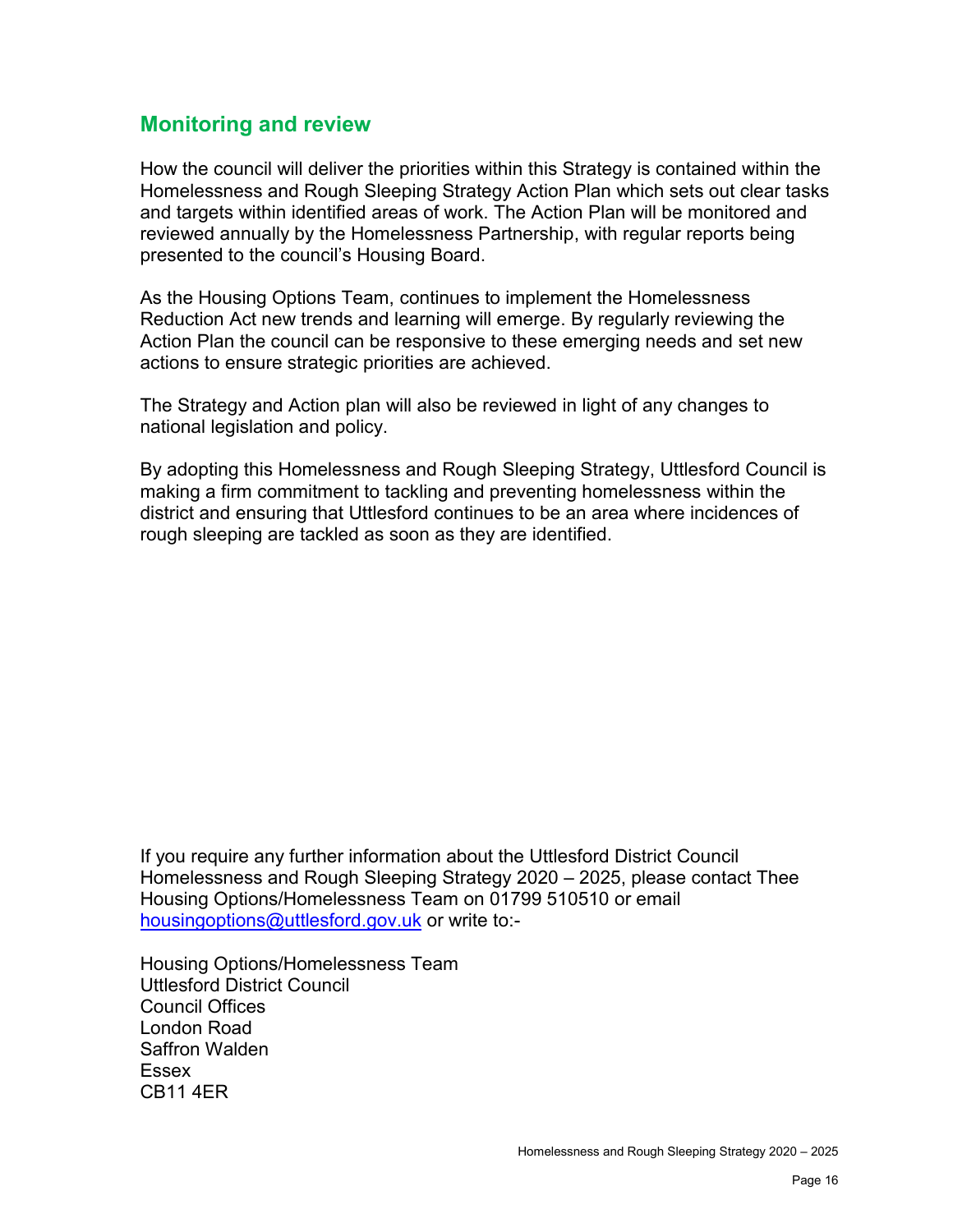## Monitoring and review

How the council will deliver the priorities within this Strategy is contained within the Homelessness and Rough Sleeping Strategy Action Plan which sets out clear tasks and targets within identified areas of work. The Action Plan will be monitored and reviewed annually by the Homelessness Partnership, with regular reports being presented to the council's Housing Board.

As the Housing Options Team, continues to implement the Homelessness Reduction Act new trends and learning will emerge. By regularly reviewing the Action Plan the council can be responsive to these emerging needs and set new actions to ensure strategic priorities are achieved.

The Strategy and Action plan will also be reviewed in light of any changes to national legislation and policy.

By adopting this Homelessness and Rough Sleeping Strategy, Uttlesford Council is making a firm commitment to tackling and preventing homelessness within the district and ensuring that Uttlesford continues to be an area where incidences of rough sleeping are tackled as soon as they are identified.

If you require any further information about the Uttlesford District Council Homelessness and Rough Sleeping Strategy 2020 – 2025, please contact Thee Housing Options/Homelessness Team on 01799 510510 or email [housingoptions@uttlesford.gov.uk](mailto:housingoptions@uttlesford.gov.uk) or write to:-

Housing Options/Homelessness Team  
Uttlesford District Council  
Council Offices  
London Road  
Saffron Walden  
Essex  
CB11 4ER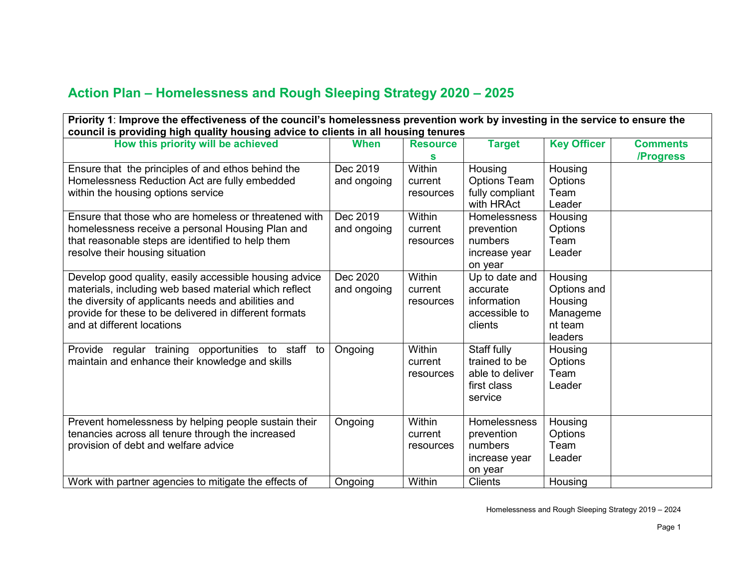## Action Plan – Homelessness and Rough Sleeping Strategy 2020 – 2025

| **Priority 1**: **Improve the effectiveness of the council's homelessness prevention work by investing in the service to ensure the council is providing high quality housing advice to clients in all housing tenures** | | | | | |
|---|---|---|---|---|---|
| **How this priority will be achieved** | **When** | **Resources** | **Target** | **Key Officer** | **Comments /Progress** |
| Ensure that the principles of and ethos behind the Homelessness Reduction Act are fully embedded within the housing options service | Dec 2019 and ongoing | Within current resources | Housing Options Team fully compliant with HRAct | Housing Options Team Leader | |
| Ensure that those who are homeless or threatened with homelessness receive a personal Housing Plan and that reasonable steps are identified to help them resolve their housing situation | Dec 2019 and ongoing | Within current resources | Homelessness prevention numbers increase year on year | Housing Options Team Leader | |
| Develop good quality, easily accessible housing advice materials, including web based material which reflect the diversity of applicants needs and abilities and provide for these to be delivered in different formats and at different locations | Dec 2020 and ongoing | Within current resources | Up to date and accurate information accessible to clients | Housing Options and Housing Management team leaders | |
| Provide regular training opportunities to staff to maintain and enhance their knowledge and skills | Ongoing | Within current resources | Staff fully trained to be able to deliver first class service | Housing Options Team Leader | |
| Prevent homelessness by helping people sustain their tenancies across all tenure through the increased provision of debt and welfare advice | Ongoing | Within current resources | Homelessness prevention numbers increase year on year | Housing Options Team Leader | |
| Work with partner agencies to mitigate the effects of | Ongoing | Within | Clients | Housing | |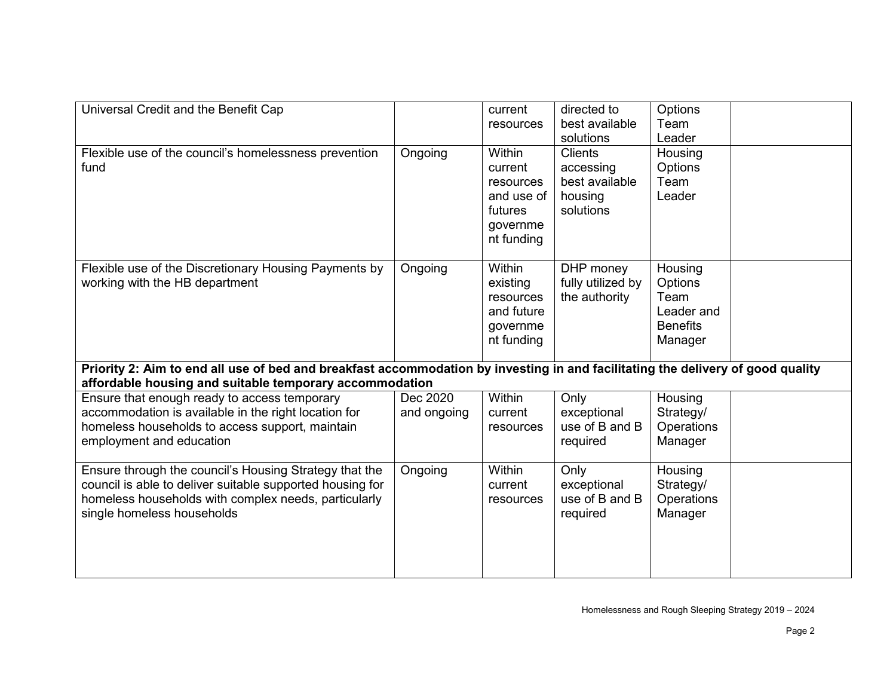| | | | | | |
|---|---|---|---|---|---|
| Universal Credit and the Benefit Cap | | current resources | directed to best available solutions | Options Team Leader | |
| Flexible use of the council's homelessness prevention fund | Ongoing | Within current resources and use of futures government funding | Clients accessing best available housing solutions | Housing Options Team Leader | |
| Flexible use of the Discretionary Housing Payments by working with the HB department | Ongoing | Within existing resources and future government funding | DHP money fully utilized by the authority | Housing Options Team Leader and Benefits Manager | |
| **Priority 2: Aim to end all use of bed and breakfast accommodation by investing in and facilitating the delivery of good quality affordable housing and suitable temporary accommodation** | | | | | |
| Ensure that enough ready to access temporary accommodation is available in the right location for homeless households to access support, maintain employment and education | Dec 2020 and ongoing | Within current resources | Only exceptional use of B and B required | Housing Strategy/ Operations Manager | |
| Ensure through the council's Housing Strategy that the council is able to deliver suitable supported housing for homeless households with complex needs, particularly single homeless households | Ongoing | Within current resources | Only exceptional use of B and B required | Housing Strategy/ Operations Manager | |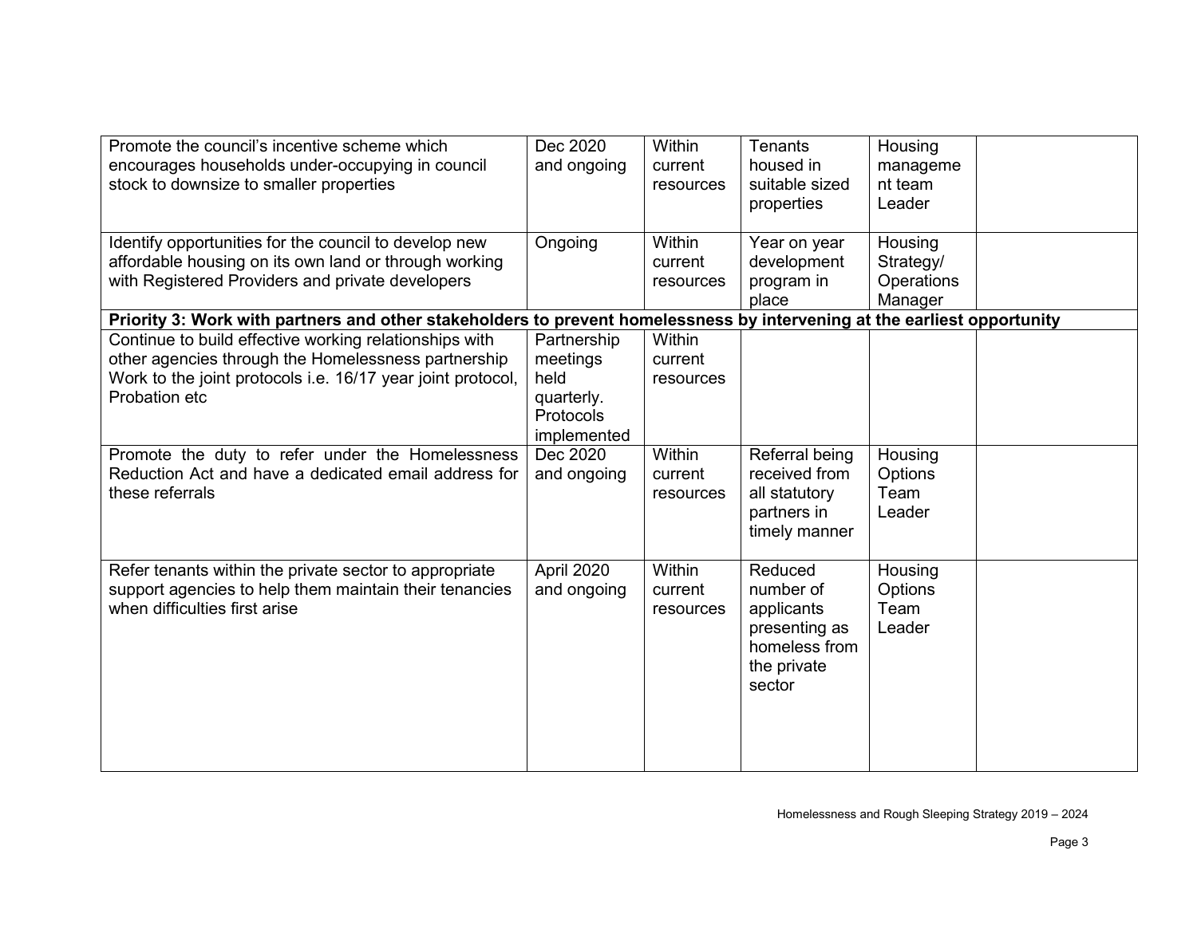| | | | | | |
|---|---|---|---|---|---|
| Promote the council's incentive scheme which encourages households under-occupying in council stock to downsize to smaller properties | Dec 2020 and ongoing | Within current resources | Tenants housed in suitable sized properties | Housing management team Leader | |
| Identify opportunities for the council to develop new affordable housing on its own land or through working with Registered Providers and private developers | Ongoing | Within current resources | Year on year development program in place | Housing Strategy/ Operations Manager | |
| **Priority 3: Work with partners and other stakeholders to prevent homelessness by intervening at the earliest opportunity** | | | | | |
| Continue to build effective working relationships with other agencies through the Homelessness partnership Work to the joint protocols i.e. 16/17 year joint protocol, Probation etc | Partnership meetings held quarterly. Protocols implemented | Within current resources | | | |
| Promote the duty to refer under the Homelessness Reduction Act and have a dedicated email address for these referrals | Dec 2020 and ongoing | Within current resources | Referral being received from all statutory partners in timely manner | Housing Options Team Leader | |
| Refer tenants within the private sector to appropriate support agencies to help them maintain their tenancies when difficulties first arise | April 2020 and ongoing | Within current resources | Reduced number of applicants presenting as homeless from the private sector | Housing Options Team Leader | |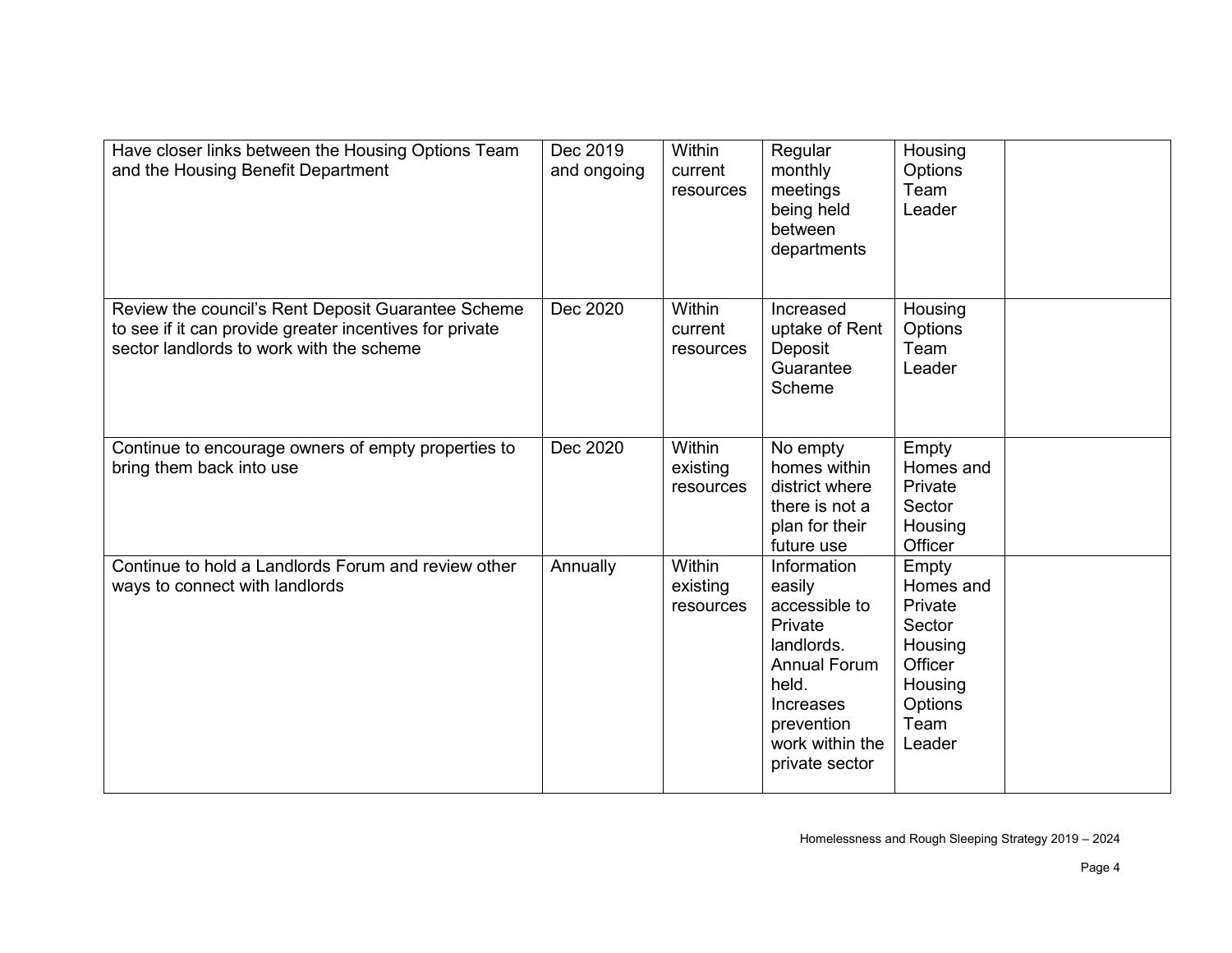| | | | | | |
|---|---|---|---|---|---|
| Have closer links between the Housing Options Team and the Housing Benefit Department | Dec 2019 and ongoing | Within current resources | Regular monthly meetings being held between departments | Housing Options Team Leader | |
| Review the council's Rent Deposit Guarantee Scheme to see if it can provide greater incentives for private sector landlords to work with the scheme | Dec 2020 | Within current resources | Increased uptake of Rent Deposit Guarantee Scheme | Housing Options Team Leader | |
| Continue to encourage owners of empty properties to bring them back into use | Dec 2020 | Within existing resources | No empty homes within district where there is not a plan for their future use | Empty Homes and Private Sector Housing Officer | |
| Continue to hold a Landlords Forum and review other ways to connect with landlords | Annually | Within existing resources | Information easily accessible to Private landlords. Annual Forum held. Increases prevention work within the private sector | Empty Homes and Private Sector Housing Officer Housing Options Team Leader | |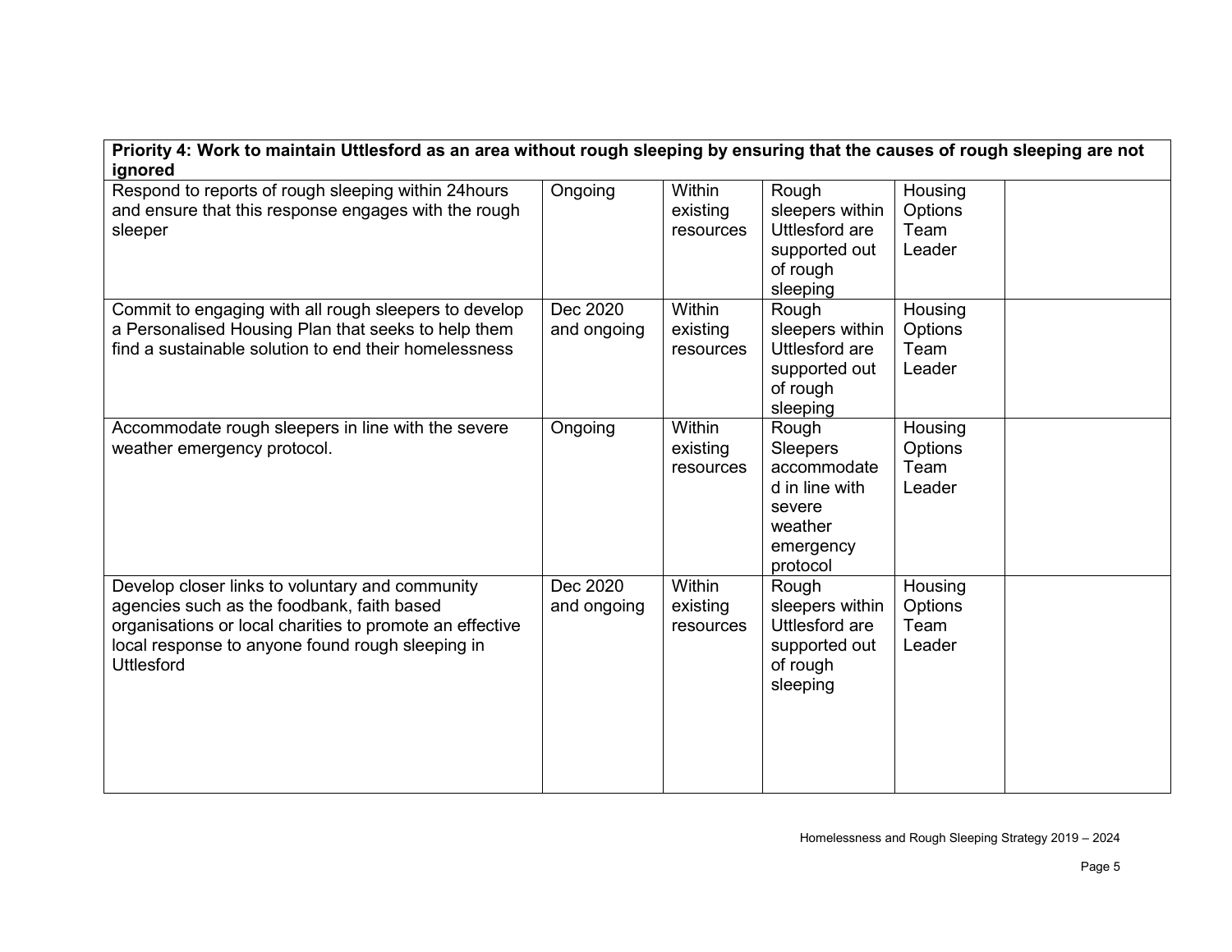| **Priority 4: Work to maintain Uttlesford as an area without rough sleeping by ensuring that the causes of rough sleeping are not ignored** | | | | | |
|---|---|---|---|---|---|
| Respond to reports of rough sleeping within 24hours and ensure that this response engages with the rough sleeper | Ongoing | Within existing resources | Rough sleepers within Uttlesford are supported out of rough sleeping | Housing Options Team Leader | |
| Commit to engaging with all rough sleepers to develop a Personalised Housing Plan that seeks to help them find a sustainable solution to end their homelessness | Dec 2020 and ongoing | Within existing resources | Rough sleepers within Uttlesford are supported out of rough sleeping | Housing Options Team Leader | |
| Accommodate rough sleepers in line with the severe weather emergency protocol. | Ongoing | Within existing resources | Rough Sleepers accommodated in line with severe weather emergency protocol | Housing Options Team Leader | |
| Develop closer links to voluntary and community agencies such as the foodbank, faith based organisations or local charities to promote an effective local response to anyone found rough sleeping in Uttlesford | Dec 2020 and ongoing | Within existing resources | Rough sleepers within Uttlesford are supported out of rough sleeping | Housing Options Team Leader | |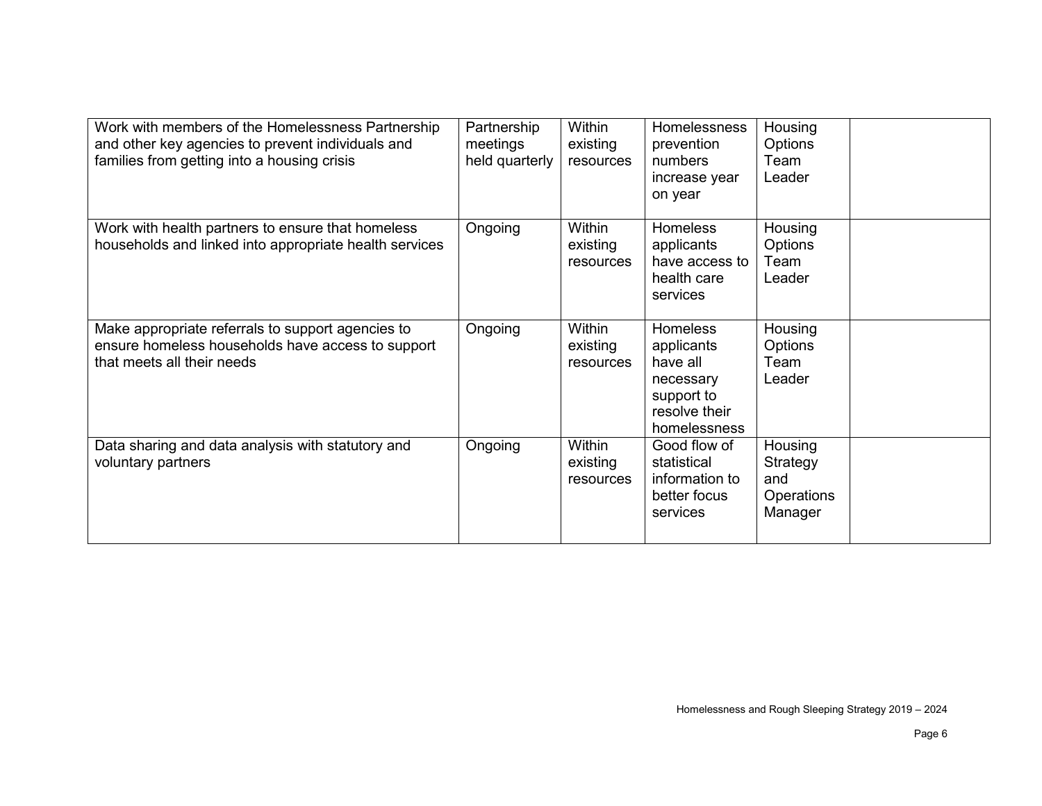| | | | | | |
|---|---|---|---|---|---|
| Work with members of the Homelessness Partnership and other key agencies to prevent individuals and families from getting into a housing crisis | Partnership meetings held quarterly | Within existing resources | Homelessness prevention numbers increase year on year | Housing Options Team Leader | |
| Work with health partners to ensure that homeless households and linked into appropriate health services | Ongoing | Within existing resources | Homeless applicants have access to health care services | Housing Options Team Leader | |
| Make appropriate referrals to support agencies to ensure homeless households have access to support that meets all their needs | Ongoing | Within existing resources | Homeless applicants have all necessary support to resolve their homelessness | Housing Options Team Leader | |
| Data sharing and data analysis with statutory and voluntary partners | Ongoing | Within existing resources | Good flow of statistical information to better focus services | Housing Strategy and Operations Manager | |